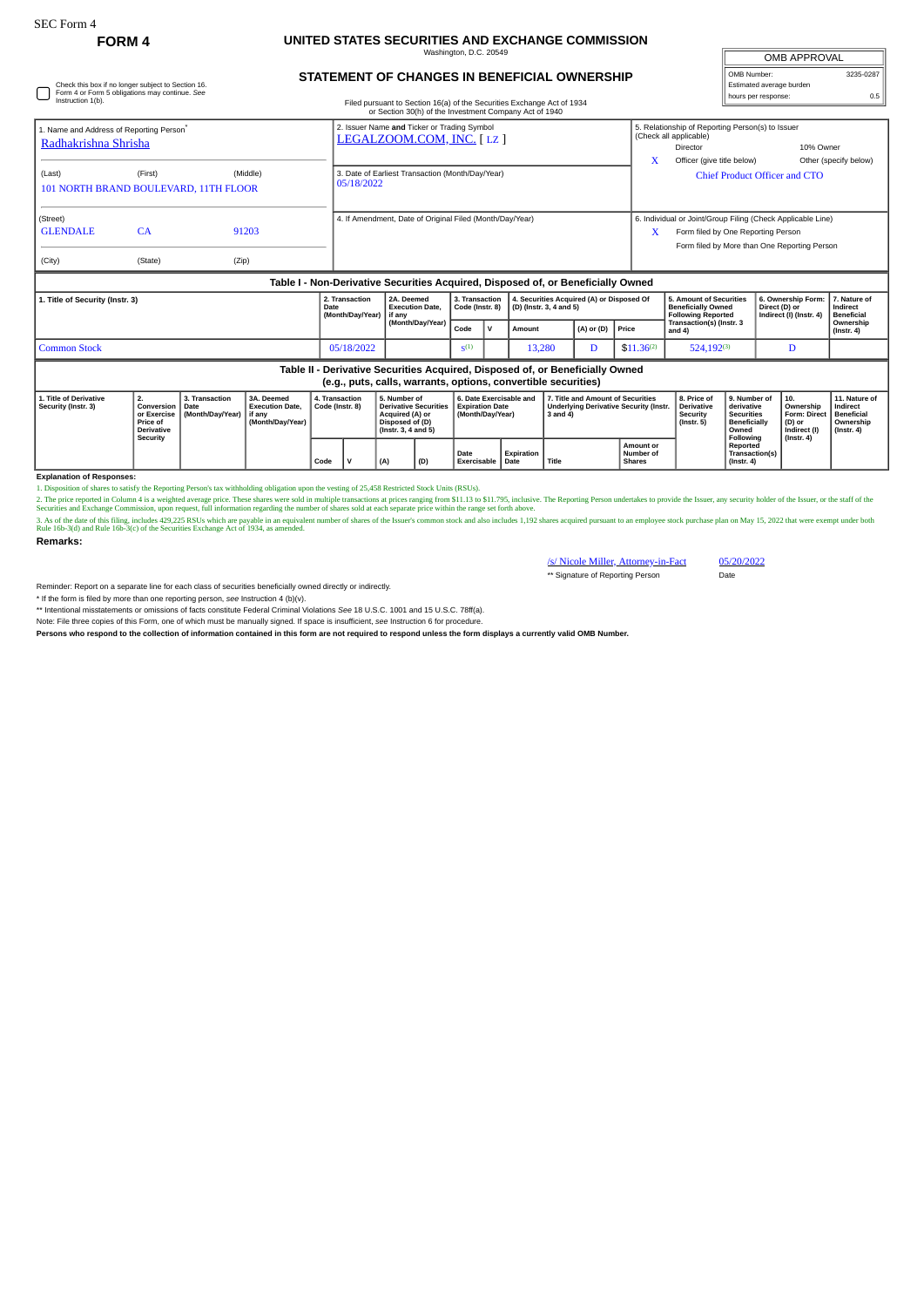SEC Form 4

# FORM 4

## UNITED STATES SECURITIES AND EXCHANGE COMMISSION

Washington, D.C. 20549

### STATEMENT OF CHANGES IN BENEFICIAL OWNERSHIP

Filed pursuant to Section 16(a) of the Securities Exchange Act of 1934 or Section 30(h) of the Investment Company Act of 1940

| OMB APPROVAL | |
|---|---|
| OMB Number: | 3235-0287 |
| Estimated average burden | |
| hours per response: | 0.5 |

☐ Check this box if no longer subject to Section 16. Form 4 or Form 5 obligations may continue. *See* Instruction 1(b).

1. Name and Address of Reporting Person*
Radhakrishna Shrisha

(Last) (First) (Middle)
101 NORTH BRAND BOULEVARD, 11TH FLOOR

(Street)
GLENDALE CA 91203

(City) (State) (Zip)

2. Issuer Name **and** Ticker or Trading Symbol
LEGALZOOM.COM, INC. [ LZ ]

3. Date of Earliest Transaction (Month/Day/Year)
05/18/2022

4. If Amendment, Date of Original Filed (Month/Day/Year)

5. Relationship of Reporting Person(s) to Issuer (Check all applicable)
Director
10% Owner
X Officer (give title below)
Other (specify below)
Chief Product Officer and CTO

6. Individual or Joint/Group Filing (Check Applicable Line)
X Form filed by One Reporting Person
Form filed by More than One Reporting Person

**Table I - Non-Derivative Securities Acquired, Disposed of, or Beneficially Owned**

| 1. Title of Security (Instr. 3) | 2. Transaction Date (Month/Day/Year) | 2A. Deemed Execution Date, if any (Month/Day/Year) | 3. Transaction Code (Instr. 8) | | 4. Securities Acquired (A) or Disposed Of (D) (Instr. 3, 4 and 5) | | | 5. Amount of Securities Beneficially Owned Following Reported Transaction(s) (Instr. 3 and 4) | 6. Ownership Form: Direct (D) or Indirect (I) (Instr. 4) | 7. Nature of Indirect Beneficial Ownership (Instr. 4) |
|---|---|---|---|---|---|---|---|---|---|---|
| | | | Code | V | Amount | (A) or (D) | Price | | | |
| Common Stock | 05/18/2022 | | S[1] | | 13,280 | D | $11.36[2] | 524,192[3] | D | |

**Table II - Derivative Securities Acquired, Disposed of, or Beneficially Owned (e.g., puts, calls, warrants, options, convertible securities)**

| 1. Title of Derivative Security (Instr. 3) | 2. Conversion or Exercise Price of Derivative Security | 3. Transaction Date (Month/Day/Year) | 3A. Deemed Execution Date, if any (Month/Day/Year) | 4. Transaction Code (Instr. 8) | | 5. Number of Derivative Securities Acquired (A) or Disposed of (D) (Instr. 3, 4 and 5) | | 6. Date Exercisable and Expiration Date (Month/Day/Year) | | 7. Title and Amount of Securities Underlying Derivative Security (Instr. 3 and 4) | | 8. Price of Derivative Security (Instr. 5) | 9. Number of derivative Securities Beneficially Owned Following Reported Transaction(s) (Instr. 4) | 10. Ownership Form: Direct (D) or Indirect (I) (Instr. 4) | 11. Nature of Indirect Beneficial Ownership (Instr. 4) |
|---|---|---|---|---|---|---|---|---|---|---|---|---|---|---|---|
| | | | | Code | V | (A) | (D) | Date Exercisable | Expiration Date | Title | Amount or Number of Shares | | | | |

**Explanation of Responses:**

1. Disposition of shares to satisfy the Reporting Person's tax withholding obligation upon the vesting of 25,458 Restricted Stock Units (RSUs).

2. The price reported in Column 4 is a weighted average price. These shares were sold in multiple transactions at prices ranging from $11.13 to $11.795, inclusive. The Reporting Person undertakes to provide the Issuer, any security holder of the Issuer, or the staff of the Securities and Exchange Commission, upon request, full information regarding the number of shares sold at each separate price within the range set forth above.

3. As of the date of this filing, includes 429,225 RSUs which are payable in an equivalent number of shares of the Issuer's common stock and also includes 1,192 shares acquired pursuant to an employee stock purchase plan on May 15, 2022 that were exempt under both Rule 16b-3(d) and Rule 16b-3(c) of the Securities Exchange Act of 1934, as amended.

**Remarks:**

/s/ Nicole Miller, Attorney-in-Fact 05/20/2022

** Signature of Reporting Person Date

Reminder: Report on a separate line for each class of securities beneficially owned directly or indirectly.

* If the form is filed by more than one reporting person, *see* Instruction 4 (b)(v).

** Intentional misstatements or omissions of facts constitute Federal Criminal Violations *See* 18 U.S.C. 1001 and 15 U.S.C. 78ff(a).

Note: File three copies of this Form, one of which must be manually signed. If space is insufficient, *see* Instruction 6 for procedure.

**Persons who respond to the collection of information contained in this form are not required to respond unless the form displays a currently valid OMB Number.**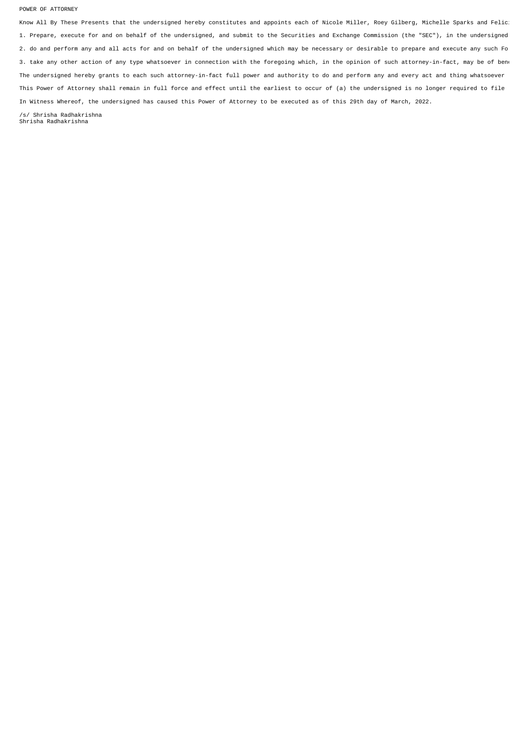POWER OF ATTORNEY

Know All By These Presents that the undersigned hereby constitutes and appoints each of Nicole Miller, Roey Gilberg, Michelle Sparks and Felic

1. Prepare, execute for and on behalf of the undersigned, and submit to the Securities and Exchange Commission (the "SEC"), in the undersigned

2. do and perform any and all acts for and on behalf of the undersigned which may be necessary or desirable to prepare and execute any such Fo

3. take any other action of any type whatsoever in connection with the foregoing which, in the opinion of such attorney-in-fact, may be of bene

The undersigned hereby grants to each such attorney-in-fact full power and authority to do and perform any and every act and thing whatsoever

This Power of Attorney shall remain in full force and effect until the earliest to occur of (a) the undersigned is no longer required to file

In Witness Whereof, the undersigned has caused this Power of Attorney to be executed as of this 29th day of March, 2022.

/s/ Shrisha Radhakrishna
Shrisha Radhakrishna